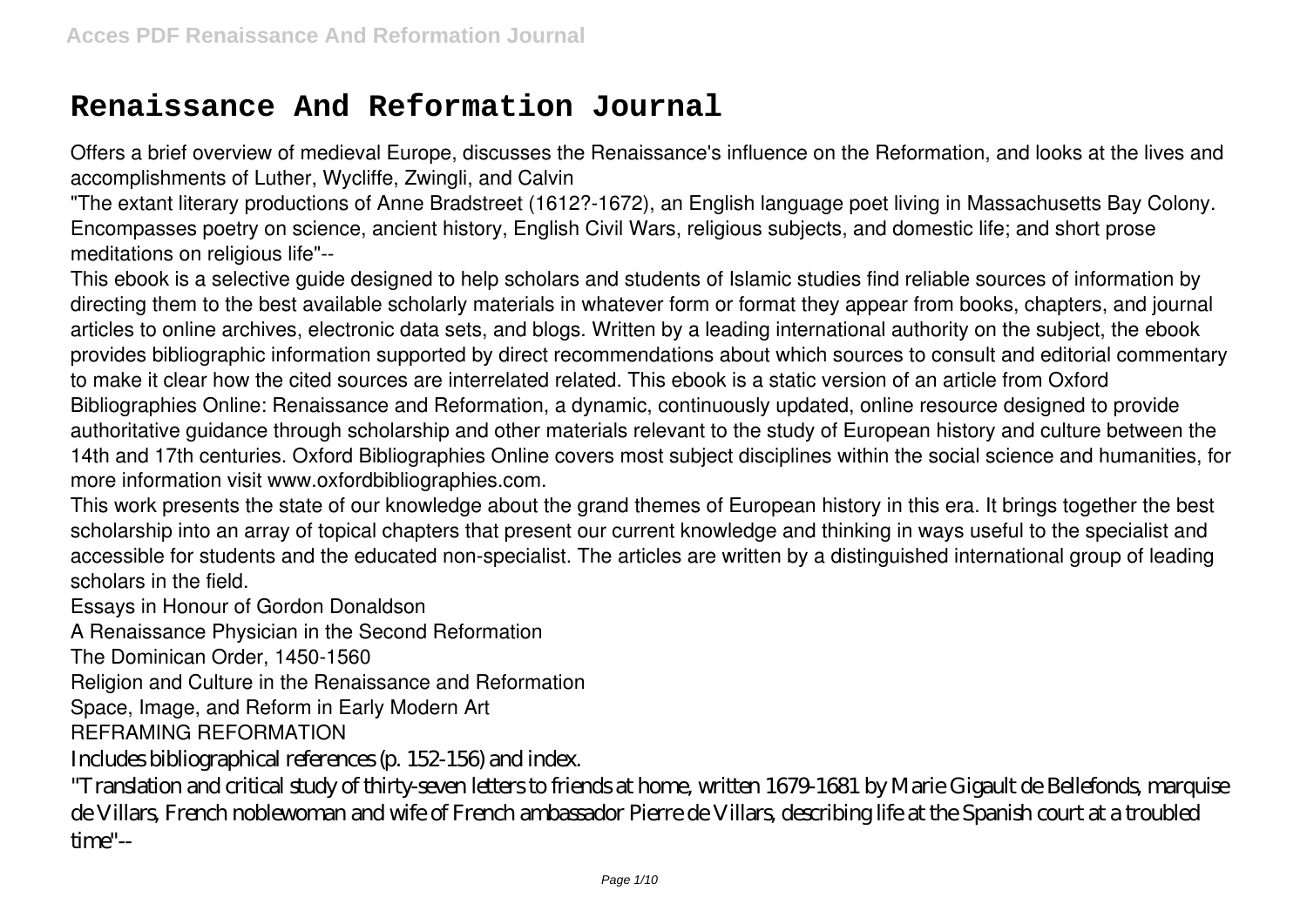# Renaissance And Reformation Journal

Offers a brief overview of medieval Europe, discusses the Renaissance's influence on the Reformation, and looks at the lives and accomplishments of Luther, Wycliffe, Zwingli, and Calvin

"The extant literary productions of Anne Bradstreet (1612?-1672), an English language poet living in Massachusetts Bay Colony. Encompasses poetry on science, ancient history, English Civil Wars, religious subjects, and domestic life; and short prose meditations on religious life"--

This ebook is a selective guide designed to help scholars and students of Islamic studies find reliable sources of information by directing them to the best available scholarly materials in whatever form or format they appear from books, chapters, and journal articles to online archives, electronic data sets, and blogs. Written by a leading international authority on the subject, the ebook provides bibliographic information supported by direct recommendations about which sources to consult and editorial commentary to make it clear how the cited sources are interrelated related. This ebook is a static version of an article from Oxford Bibliographies Online: Renaissance and Reformation, a dynamic, continuously updated, online resource designed to provide authoritative guidance through scholarship and other materials relevant to the study of European history and culture between the 14th and 17th centuries. Oxford Bibliographies Online covers most subject disciplines within the social science and humanities, for more information visit www.oxfordbibliographies.com.

This work presents the state of our knowledge about the grand themes of European history in this era. It brings together the best scholarship into an array of topical chapters that present our current knowledge and thinking in ways useful to the specialist and accessible for students and the educated non-specialist. The articles are written by a distinguished international group of leading scholars in the field.

Essays in Honour of Gordon Donaldson

A Renaissance Physician in the Second Reformation

The Dominican Order, 1450-1560

Religion and Culture in the Renaissance and Reformation

Space, Image, and Reform in Early Modern Art

REFRAMING REFORMATION

Includes bibliographical references (p. 152-156) and index.

"Translation and critical study of thirty-seven letters to friends at home, written 1679-1681 by Marie Gigault de Bellefonds, marquise de Villars, French noblewoman and wife of French ambassador Pierre de Villars, describing life at the Spanish court at a troubled time"--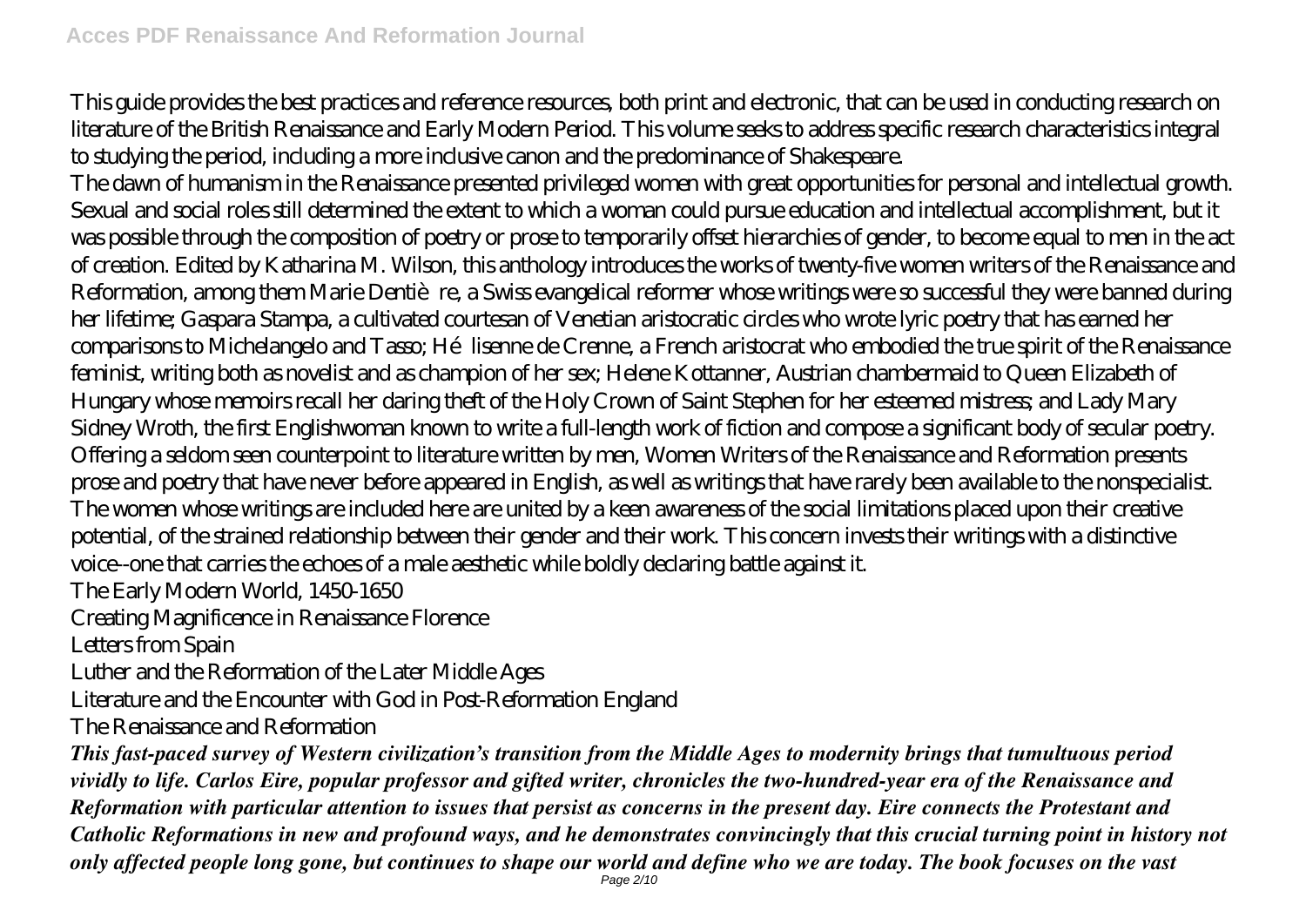This guide provides the best practices and reference resources, both print and electronic, that can be used in conducting research on literature of the British Renaissance and Early Modern Period. This volume seeks to address specific research characteristics integral to studying the period, including a more inclusive canon and the predominance of Shakespeare.

The dawn of humanism in the Renaissance presented privileged women with great opportunities for personal and intellectual growth. Sexual and social roles still determined the extent to which a woman could pursue education and intellectual accomplishment, but it was possible through the composition of poetry or prose to temporarily offset hierarchies of gender, to become equal to men in the act of creation. Edited by Katharina M. Wilson, this anthology introduces the works of twenty-five women writers of the Renaissance and Reformation, among them Marie Dentière, a Swiss evangelical reformer whose writings were so successful they were banned during her lifetime; Gaspara Stampa, a cultivated courtesan of Venetian aristocratic circles who wrote lyric poetry that has earned her comparisons to Michelangelo and Tasso; Hélisenne de Crenne, a French aristocrat who embodied the true spirit of the Renaissance feminist, writing both as novelist and as champion of her sex; Helene Kottanner, Austrian chambermaid to Queen Elizabeth of Hungary whose memoirs recall her daring theft of the Holy Crown of Saint Stephen for her esteemed mistress; and Lady Mary Sidney Wroth, the first Englishwoman known to write a full-length work of fiction and compose a significant body of secular poetry. Offering a seldom seen counterpoint to literature written by men, Women Writers of the Renaissance and Reformation presents prose and poetry that have never before appeared in English, as well as writings that have rarely been available to the nonspecialist. The women whose writings are included here are united by a keen awareness of the social limitations placed upon their creative potential, of the strained relationship between their gender and their work. This concern invests their writings with a distinctive voice--one that carries the echoes of a male aesthetic while boldly declaring battle against it.

The Early Modern World, 1450-1650

Creating Magnificence in Renaissance Florence

Letters from Spain

Luther and the Reformation of the Later Middle Ages

Literature and the Encounter with God in Post-Reformation England

The Renaissance and Reformation

*This fast-paced survey of Western civilization's transition from the Middle Ages to modernity brings that tumultuous period vividly to life. Carlos Eire, popular professor and gifted writer, chronicles the two-hundred-year era of the Renaissance and Reformation with particular attention to issues that persist as concerns in the present day. Eire connects the Protestant and Catholic Reformations in new and profound ways, and he demonstrates convincingly that this crucial turning point in history not only affected people long gone, but continues to shape our world and define who we are today. The book focuses on the vast*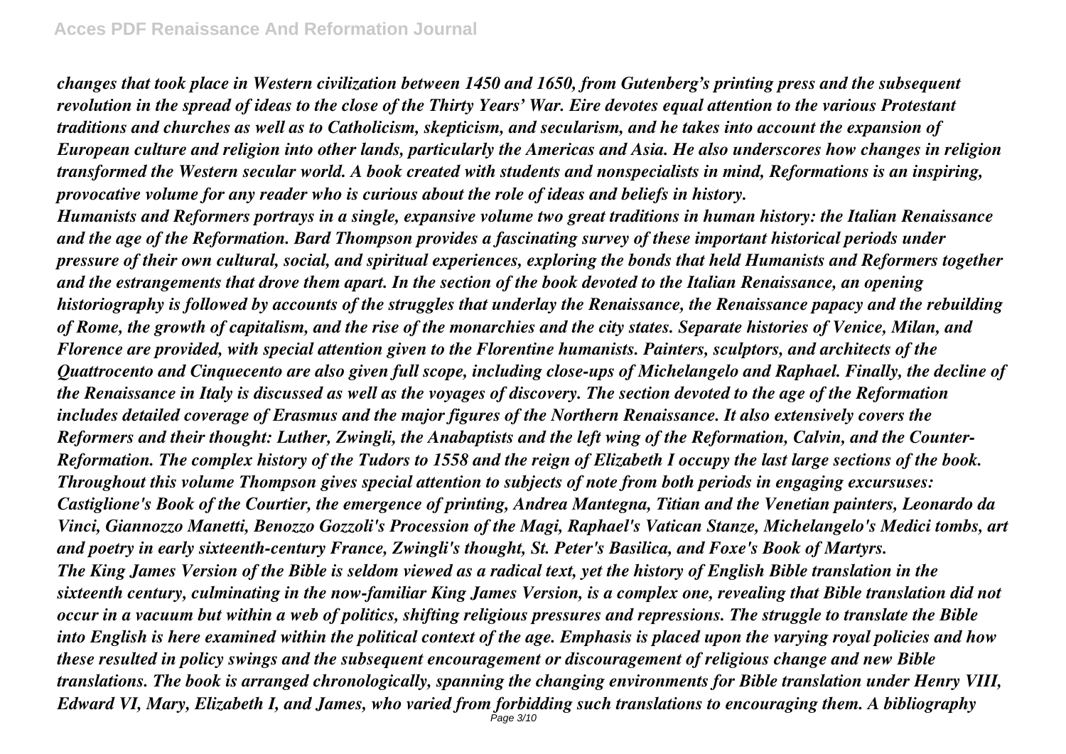*changes that took place in Western civilization between 1450 and 1650, from Gutenberg's printing press and the subsequent revolution in the spread of ideas to the close of the Thirty Years' War. Eire devotes equal attention to the various Protestant traditions and churches as well as to Catholicism, skepticism, and secularism, and he takes into account the expansion of European culture and religion into other lands, particularly the Americas and Asia. He also underscores how changes in religion transformed the Western secular world. A book created with students and nonspecialists in mind, Reformations is an inspiring, provocative volume for any reader who is curious about the role of ideas and beliefs in history.*

*Humanists and Reformers portrays in a single, expansive volume two great traditions in human history: the Italian Renaissance and the age of the Reformation. Bard Thompson provides a fascinating survey of these important historical periods under pressure of their own cultural, social, and spiritual experiences, exploring the bonds that held Humanists and Reformers together and the estrangements that drove them apart. In the section of the book devoted to the Italian Renaissance, an opening historiography is followed by accounts of the struggles that underlay the Renaissance, the Renaissance papacy and the rebuilding of Rome, the growth of capitalism, and the rise of the monarchies and the city states. Separate histories of Venice, Milan, and Florence are provided, with special attention given to the Florentine humanists. Painters, sculptors, and architects of the Quattrocento and Cinquecento are also given full scope, including close-ups of Michelangelo and Raphael. Finally, the decline of the Renaissance in Italy is discussed as well as the voyages of discovery. The section devoted to the age of the Reformation includes detailed coverage of Erasmus and the major figures of the Northern Renaissance. It also extensively covers the Reformers and their thought: Luther, Zwingli, the Anabaptists and the left wing of the Reformation, Calvin, and the Counter-Reformation. The complex history of the Tudors to 1558 and the reign of Elizabeth I occupy the last large sections of the book. Throughout this volume Thompson gives special attention to subjects of note from both periods in engaging excursuses: Castiglione's Book of the Courtier, the emergence of printing, Andrea Mantegna, Titian and the Venetian painters, Leonardo da Vinci, Giannozzo Manetti, Benozzo Gozzoli's Procession of the Magi, Raphael's Vatican Stanze, Michelangelo's Medici tombs, art and poetry in early sixteenth-century France, Zwingli's thought, St. Peter's Basilica, and Foxe's Book of Martyrs.*

*The King James Version of the Bible is seldom viewed as a radical text, yet the history of English Bible translation in the sixteenth century, culminating in the now-familiar King James Version, is a complex one, revealing that Bible translation did not occur in a vacuum but within a web of politics, shifting religious pressures and repressions. The struggle to translate the Bible into English is here examined within the political context of the age. Emphasis is placed upon the varying royal policies and how these resulted in policy swings and the subsequent encouragement or discouragement of religious change and new Bible translations. The book is arranged chronologically, spanning the changing environments for Bible translation under Henry VIII, Edward VI, Mary, Elizabeth I, and James, who varied from forbidding such translations to encouraging them. A bibliography*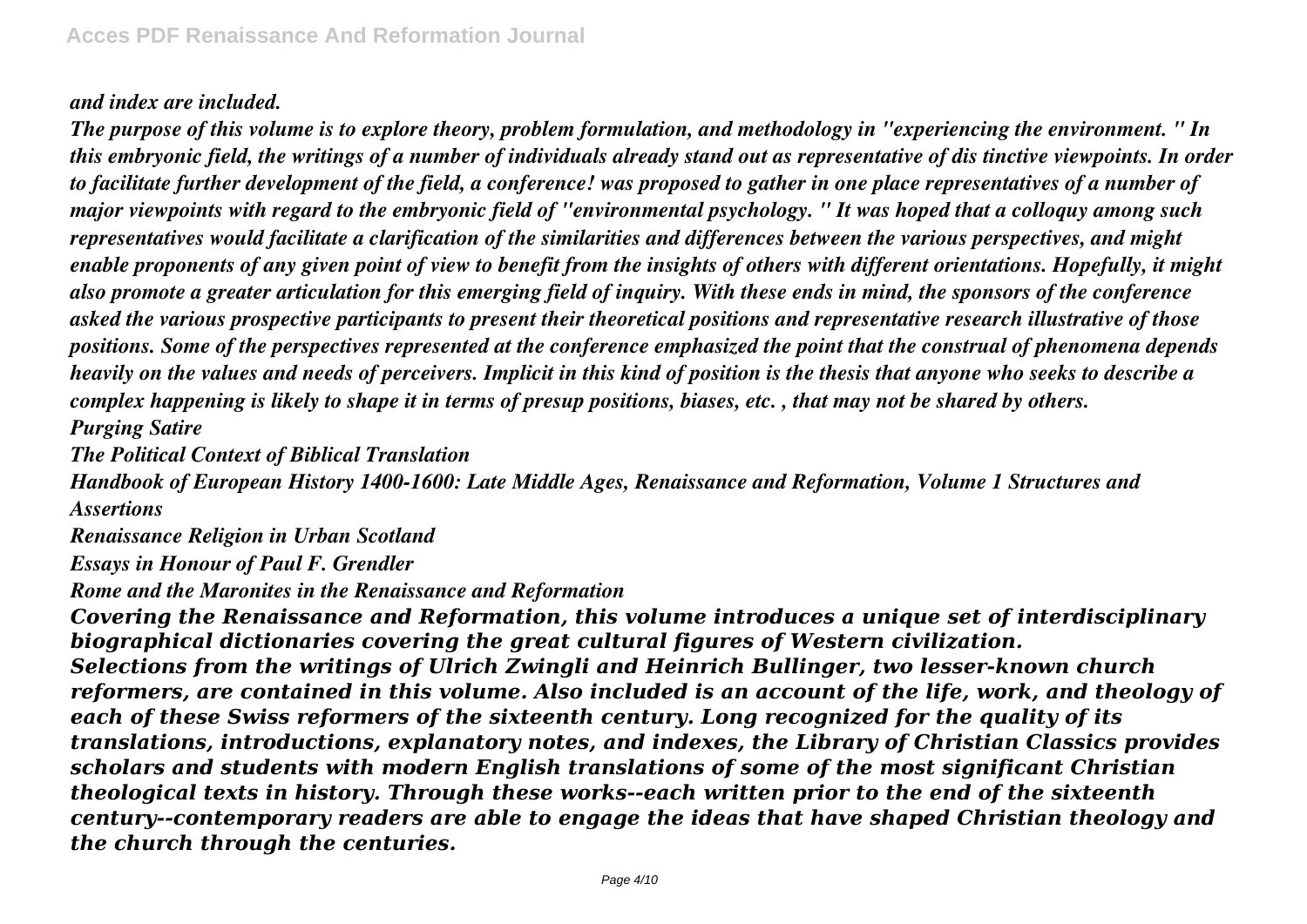*and index are included.*

*The purpose of this volume is to explore theory, problem formulation, and methodology in "experiencing the environment. " In this embryonic field, the writings of a number of individuals already stand out as representative of dis tinctive viewpoints. In order to facilitate further development of the field, a conference! was proposed to gather in one place representatives of a number of major viewpoints with regard to the embryonic field of "environmental psychology. " It was hoped that a colloquy among such representatives would facilitate a clarification of the similarities and differences between the various perspectives, and might enable proponents of any given point of view to benefit from the insights of others with different orientations. Hopefully, it might also promote a greater articulation for this emerging field of inquiry. With these ends in mind, the sponsors of the conference asked the various prospective participants to present their theoretical positions and representative research illustrative of those positions. Some of the perspectives represented at the conference emphasized the point that the construal of phenomena depends heavily on the values and needs of perceivers. Implicit in this kind of position is the thesis that anyone who seeks to describe a complex happening is likely to shape it in terms of presup positions, biases, etc. , that may not be shared by others.*

*Purging Satire*

*The Political Context of Biblical Translation*

*Handbook of European History 1400-1600: Late Middle Ages, Renaissance and Reformation, Volume 1 Structures and Assertions*

*Renaissance Religion in Urban Scotland*

*Essays in Honour of Paul F. Grendler*

*Rome and the Maronites in the Renaissance and Reformation*

*Covering the Renaissance and Reformation, this volume introduces a unique set of interdisciplinary biographical dictionaries covering the great cultural figures of Western civilization.*

*Selections from the writings of Ulrich Zwingli and Heinrich Bullinger, two lesser-known church reformers, are contained in this volume. Also included is an account of the life, work, and theology of each of these Swiss reformers of the sixteenth century. Long recognized for the quality of its translations, introductions, explanatory notes, and indexes, the Library of Christian Classics provides scholars and students with modern English translations of some of the most significant Christian theological texts in history. Through these works--each written prior to the end of the sixteenth century--contemporary readers are able to engage the ideas that have shaped Christian theology and the church through the centuries.*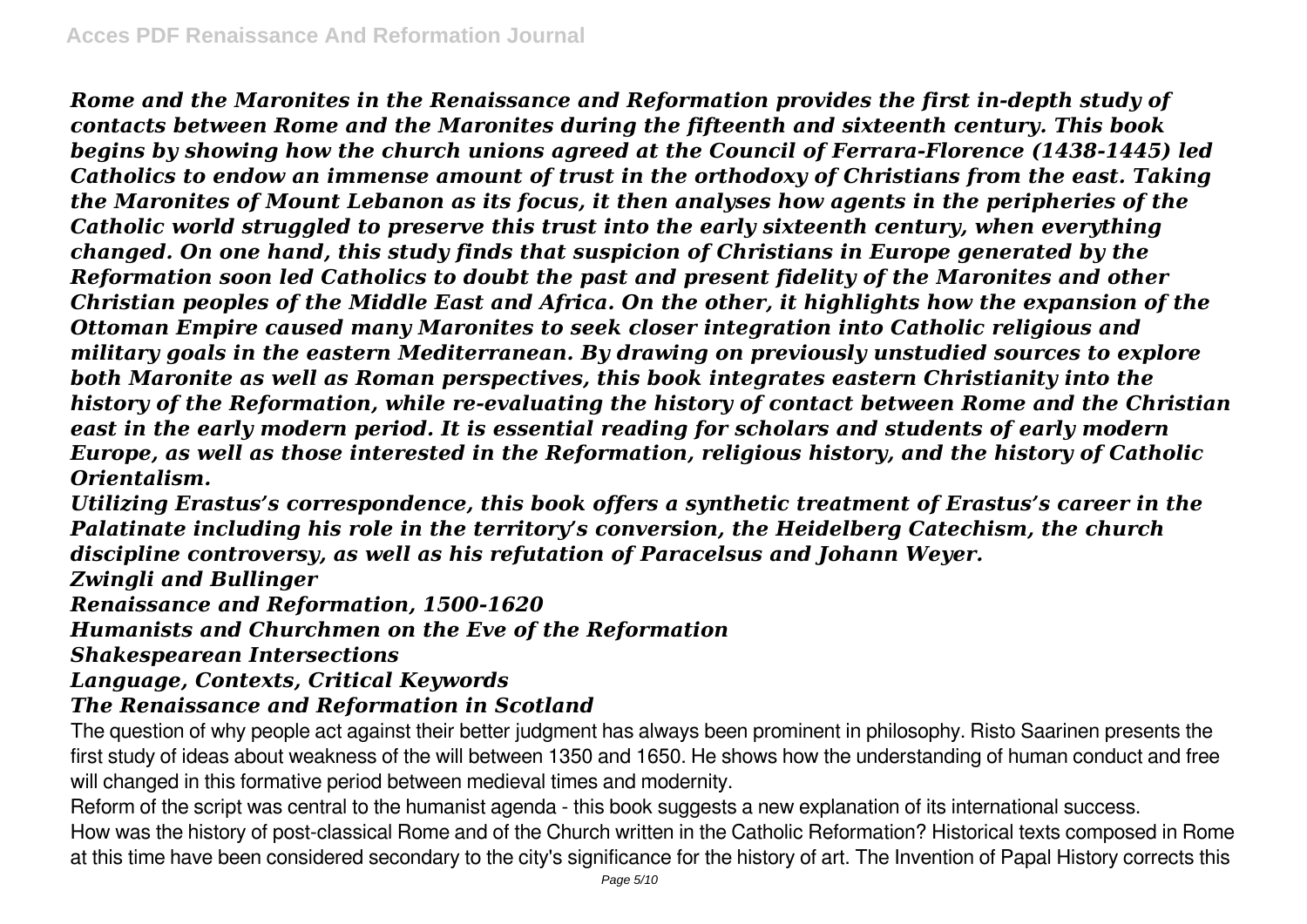*Rome and the Maronites in the Renaissance and Reformation provides the first in-depth study of contacts between Rome and the Maronites during the fifteenth and sixteenth century. This book begins by showing how the church unions agreed at the Council of Ferrara-Florence (1438-1445) led Catholics to endow an immense amount of trust in the orthodoxy of Christians from the east. Taking the Maronites of Mount Lebanon as its focus, it then analyses how agents in the peripheries of the Catholic world struggled to preserve this trust into the early sixteenth century, when everything changed. On one hand, this study finds that suspicion of Christians in Europe generated by the Reformation soon led Catholics to doubt the past and present fidelity of the Maronites and other Christian peoples of the Middle East and Africa. On the other, it highlights how the expansion of the Ottoman Empire caused many Maronites to seek closer integration into Catholic religious and military goals in the eastern Mediterranean. By drawing on previously unstudied sources to explore both Maronite as well as Roman perspectives, this book integrates eastern Christianity into the history of the Reformation, while re-evaluating the history of contact between Rome and the Christian east in the early modern period. It is essential reading for scholars and students of early modern Europe, as well as those interested in the Reformation, religious history, and the history of Catholic Orientalism.*

*Utilizing Erastus's correspondence, this book offers a synthetic treatment of Erastus's career in the Palatinate including his role in the territory's conversion, the Heidelberg Catechism, the church discipline controversy, as well as his refutation of Paracelsus and Johann Weyer.*

*Zwingli and Bullinger*

*Renaissance and Reformation, 1500-1620*

*Humanists and Churchmen on the Eve of the Reformation*

*Shakespearean Intersections*

*Language, Contexts, Critical Keywords*

*The Renaissance and Reformation in Scotland*

The question of why people act against their better judgment has always been prominent in philosophy. Risto Saarinen presents the first study of ideas about weakness of the will between 1350 and 1650. He shows how the understanding of human conduct and free will changed in this formative period between medieval times and modernity.

Reform of the script was central to the humanist agenda - this book suggests a new explanation of its international success.

How was the history of post-classical Rome and of the Church written in the Catholic Reformation? Historical texts composed in Rome at this time have been considered secondary to the city's significance for the history of art. The Invention of Papal History corrects this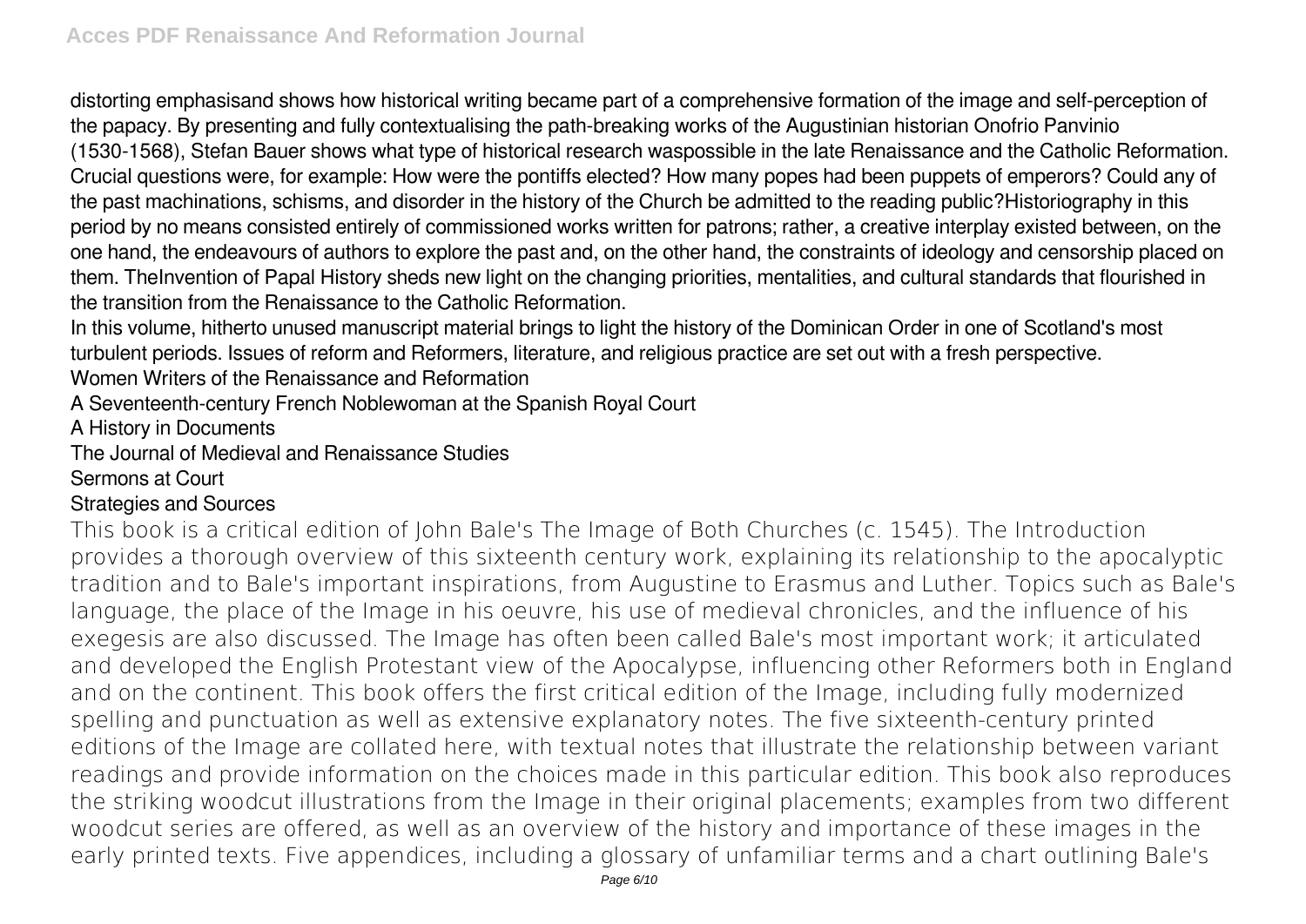distorting emphasisand shows how historical writing became part of a comprehensive formation of the image and self-perception of the papacy. By presenting and fully contextualising the path-breaking works of the Augustinian historian Onofrio Panvinio (1530-1568), Stefan Bauer shows what type of historical research waspossible in the late Renaissance and the Catholic Reformation. Crucial questions were, for example: How were the pontiffs elected? How many popes had been puppets of emperors? Could any of the past machinations, schisms, and disorder in the history of the Church be admitted to the reading public?Historiography in this period by no means consisted entirely of commissioned works written for patrons; rather, a creative interplay existed between, on the one hand, the endeavours of authors to explore the past and, on the other hand, the constraints of ideology and censorship placed on them. TheInvention of Papal History sheds new light on the changing priorities, mentalities, and cultural standards that flourished in the transition from the Renaissance to the Catholic Reformation.

In this volume, hitherto unused manuscript material brings to light the history of the Dominican Order in one of Scotland's most turbulent periods. Issues of reform and Reformers, literature, and religious practice are set out with a fresh perspective.

Women Writers of the Renaissance and Reformation

A Seventeenth-century French Noblewoman at the Spanish Royal Court

A History in Documents

The Journal of Medieval and Renaissance Studies

Sermons at Court

Strategies and Sources

This book is a critical edition of John Bale's The Image of Both Churches (c. 1545). The Introduction provides a thorough overview of this sixteenth century work, explaining its relationship to the apocalyptic tradition and to Bale's important inspirations, from Augustine to Erasmus and Luther. Topics such as Bale's language, the place of the Image in his oeuvre, his use of medieval chronicles, and the influence of his exegesis are also discussed. The Image has often been called Bale's most important work; it articulated and developed the English Protestant view of the Apocalypse, influencing other Reformers both in England and on the continent. This book offers the first critical edition of the Image, including fully modernized spelling and punctuation as well as extensive explanatory notes. The five sixteenth-century printed editions of the Image are collated here, with textual notes that illustrate the relationship between variant readings and provide information on the choices made in this particular edition. This book also reproduces the striking woodcut illustrations from the Image in their original placements; examples from two different woodcut series are offered, as well as an overview of the history and importance of these images in the early printed texts. Five appendices, including a glossary of unfamiliar terms and a chart outlining Bale's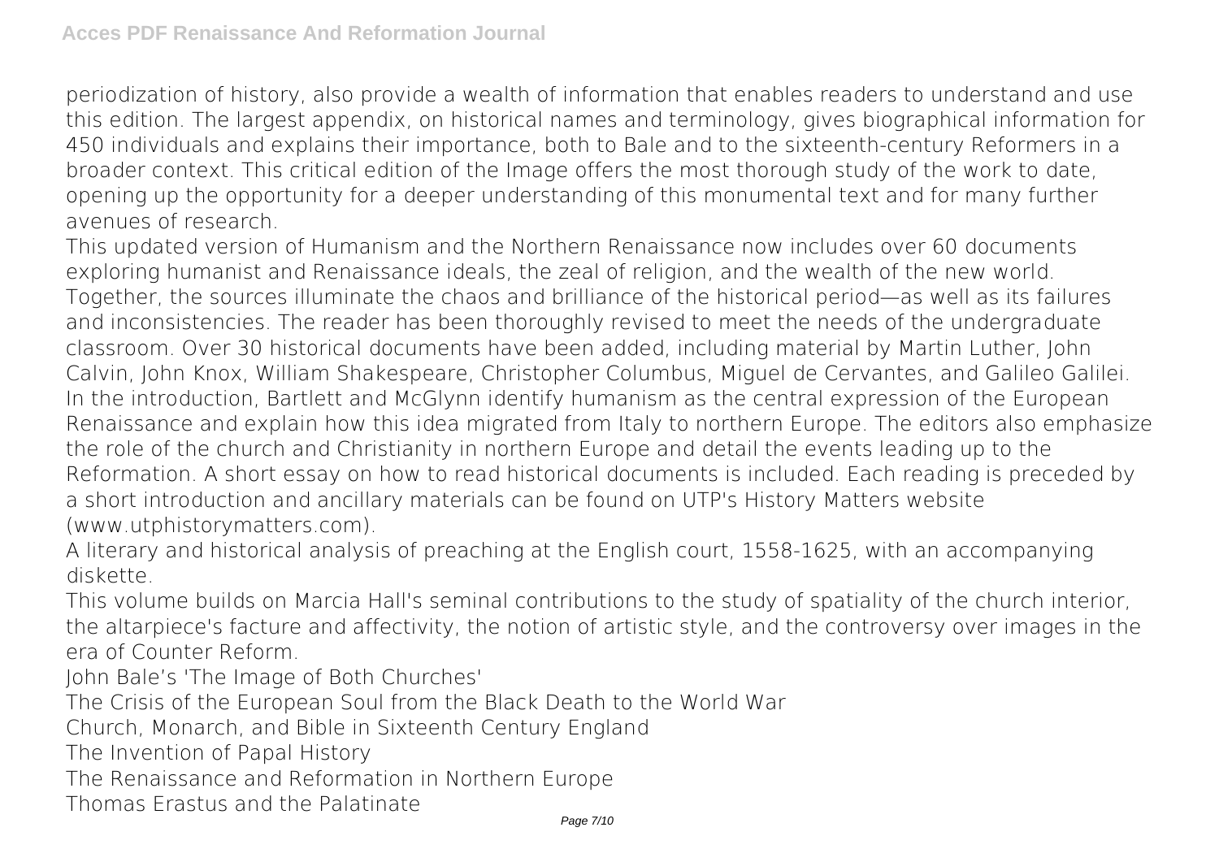periodization of history, also provide a wealth of information that enables readers to understand and use this edition. The largest appendix, on historical names and terminology, gives biographical information for 450 individuals and explains their importance, both to Bale and to the sixteenth-century Reformers in a broader context. This critical edition of the Image offers the most thorough study of the work to date, opening up the opportunity for a deeper understanding of this monumental text and for many further avenues of research.

This updated version of Humanism and the Northern Renaissance now includes over 60 documents exploring humanist and Renaissance ideals, the zeal of religion, and the wealth of the new world. Together, the sources illuminate the chaos and brilliance of the historical period—as well as its failures and inconsistencies. The reader has been thoroughly revised to meet the needs of the undergraduate classroom. Over 30 historical documents have been added, including material by Martin Luther, John Calvin, John Knox, William Shakespeare, Christopher Columbus, Miguel de Cervantes, and Galileo Galilei. In the introduction, Bartlett and McGlynn identify humanism as the central expression of the European Renaissance and explain how this idea migrated from Italy to northern Europe. The editors also emphasize the role of the church and Christianity in northern Europe and detail the events leading up to the Reformation. A short essay on how to read historical documents is included. Each reading is preceded by a short introduction and ancillary materials can be found on UTP's History Matters website (www.utphistorymatters.com).

A literary and historical analysis of preaching at the English court, 1558-1625, with an accompanying diskette.

This volume builds on Marcia Hall's seminal contributions to the study of spatiality of the church interior, the altarpiece's facture and affectivity, the notion of artistic style, and the controversy over images in the era of Counter Reform.

John Bale's 'The Image of Both Churches'

The Crisis of the European Soul from the Black Death to the World War

Church, Monarch, and Bible in Sixteenth Century England

The Invention of Papal History

The Renaissance and Reformation in Northern Europe

Thomas Erastus and the Palatinate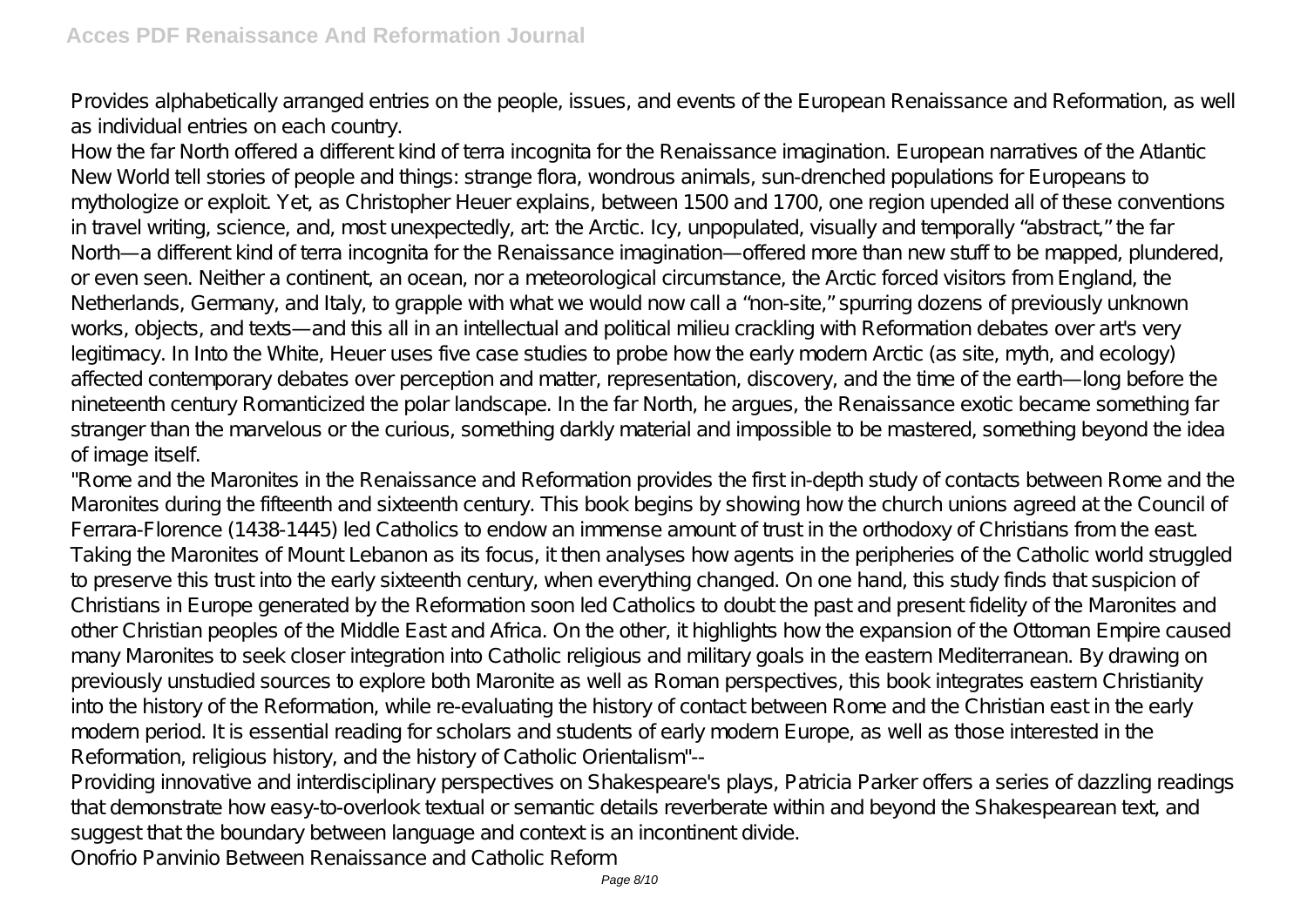Provides alphabetically arranged entries on the people, issues, and events of the European Renaissance and Reformation, as well as individual entries on each country.

How the far North offered a different kind of terra incognita for the Renaissance imagination. European narratives of the Atlantic New World tell stories of people and things: strange flora, wondrous animals, sun-drenched populations for Europeans to mythologize or exploit. Yet, as Christopher Heuer explains, between 1500 and 1700, one region upended all of these conventions in travel writing, science, and, most unexpectedly, art: the Arctic. Icy, unpopulated, visually and temporally "abstract," the far North—a different kind of terra incognita for the Renaissance imagination—offered more than new stuff to be mapped, plundered, or even seen. Neither a continent, an ocean, nor a meteorological circumstance, the Arctic forced visitors from England, the Netherlands, Germany, and Italy, to grapple with what we would now call a "non-site," spurring dozens of previously unknown works, objects, and texts—and this all in an intellectual and political milieu crackling with Reformation debates over art's very legitimacy. In Into the White, Heuer uses five case studies to probe how the early modern Arctic (as site, myth, and ecology) affected contemporary debates over perception and matter, representation, discovery, and the time of the earth—long before the nineteenth century Romanticized the polar landscape. In the far North, he argues, the Renaissance exotic became something far stranger than the marvelous or the curious, something darkly material and impossible to be mastered, something beyond the idea of image itself.

"Rome and the Maronites in the Renaissance and Reformation provides the first in-depth study of contacts between Rome and the Maronites during the fifteenth and sixteenth century. This book begins by showing how the church unions agreed at the Council of Ferrara-Florence (1438-1445) led Catholics to endow an immense amount of trust in the orthodoxy of Christians from the east. Taking the Maronites of Mount Lebanon as its focus, it then analyses how agents in the peripheries of the Catholic world struggled to preserve this trust into the early sixteenth century, when everything changed. On one hand, this study finds that suspicion of Christians in Europe generated by the Reformation soon led Catholics to doubt the past and present fidelity of the Maronites and other Christian peoples of the Middle East and Africa. On the other, it highlights how the expansion of the Ottoman Empire caused many Maronites to seek closer integration into Catholic religious and military goals in the eastern Mediterranean. By drawing on previously unstudied sources to explore both Maronite as well as Roman perspectives, this book integrates eastern Christianity into the history of the Reformation, while re-evaluating the history of contact between Rome and the Christian east in the early modern period. It is essential reading for scholars and students of early modern Europe, as well as those interested in the Reformation, religious history, and the history of Catholic Orientalism"--

Providing innovative and interdisciplinary perspectives on Shakespeare's plays, Patricia Parker offers a series of dazzling readings that demonstrate how easy-to-overlook textual or semantic details reverberate within and beyond the Shakespearean text, and suggest that the boundary between language and context is an incontinent divide.

Onofrio Panvinio Between Renaissance and Catholic Reform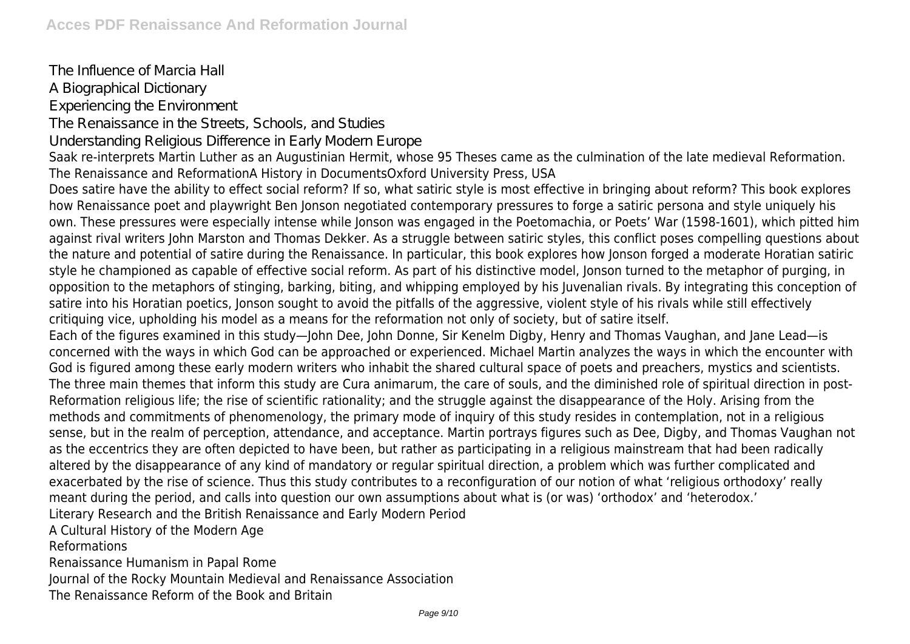The Influence of Marcia Hall
A Biographical Dictionary
Experiencing the Environment
The Renaissance in the Streets, Schools, and Studies
Understanding Religious Difference in Early Modern Europe

Saak re-interprets Martin Luther as an Augustinian Hermit, whose 95 Theses came as the culmination of the late medieval Reformation.
The Renaissance and ReformationA History in DocumentsOxford University Press, USA

Does satire have the ability to effect social reform? If so, what satiric style is most effective in bringing about reform? This book explores how Renaissance poet and playwright Ben Jonson negotiated contemporary pressures to forge a satiric persona and style uniquely his own. These pressures were especially intense while Jonson was engaged in the Poetomachia, or Poets' War (1598-1601), which pitted him against rival writers John Marston and Thomas Dekker. As a struggle between satiric styles, this conflict poses compelling questions about the nature and potential of satire during the Renaissance. In particular, this book explores how Jonson forged a moderate Horatian satiric style he championed as capable of effective social reform. As part of his distinctive model, Jonson turned to the metaphor of purging, in opposition to the metaphors of stinging, barking, biting, and whipping employed by his Juvenalian rivals. By integrating this conception of satire into his Horatian poetics, Jonson sought to avoid the pitfalls of the aggressive, violent style of his rivals while still effectively critiquing vice, upholding his model as a means for the reformation not only of society, but of satire itself.

Each of the figures examined in this study—John Dee, John Donne, Sir Kenelm Digby, Henry and Thomas Vaughan, and Jane Lead—is concerned with the ways in which God can be approached or experienced. Michael Martin analyzes the ways in which the encounter with God is figured among these early modern writers who inhabit the shared cultural space of poets and preachers, mystics and scientists. The three main themes that inform this study are Cura animarum, the care of souls, and the diminished role of spiritual direction in post-Reformation religious life; the rise of scientific rationality; and the struggle against the disappearance of the Holy. Arising from the methods and commitments of phenomenology, the primary mode of inquiry of this study resides in contemplation, not in a religious sense, but in the realm of perception, attendance, and acceptance. Martin portrays figures such as Dee, Digby, and Thomas Vaughan not as the eccentrics they are often depicted to have been, but rather as participating in a religious mainstream that had been radically altered by the disappearance of any kind of mandatory or regular spiritual direction, a problem which was further complicated and exacerbated by the rise of science. Thus this study contributes to a reconfiguration of our notion of what 'religious orthodoxy' really meant during the period, and calls into question our own assumptions about what is (or was) 'orthodox' and 'heterodox.'

Literary Research and the British Renaissance and Early Modern Period
A Cultural History of the Modern Age
Reformations
Renaissance Humanism in Papal Rome
Journal of the Rocky Mountain Medieval and Renaissance Association
The Renaissance Reform of the Book and Britain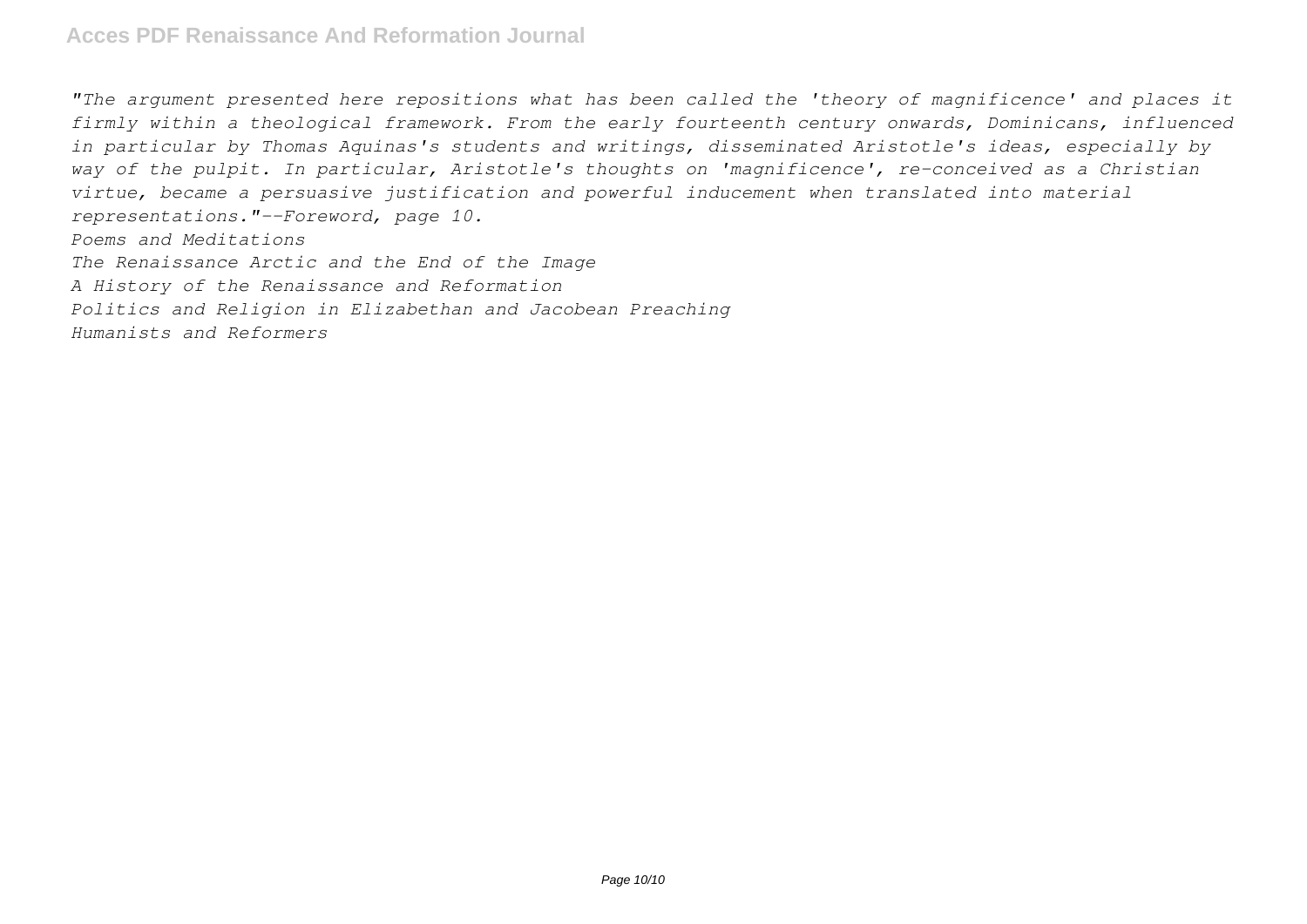*"The argument presented here repositions what has been called the 'theory of magnificence' and places it firmly within a theological framework. From the early fourteenth century onwards, Dominicans, influenced in particular by Thomas Aquinas's students and writings, disseminated Aristotle's ideas, especially by way of the pulpit. In particular, Aristotle's thoughts on 'magnificence', re-conceived as a Christian virtue, became a persuasive justification and powerful inducement when translated into material representations."--Foreword, page 10.*

*Poems and Meditations*

*The Renaissance Arctic and the End of the Image*

*A History of the Renaissance and Reformation*

*Politics and Religion in Elizabethan and Jacobean Preaching*

*Humanists and Reformers*